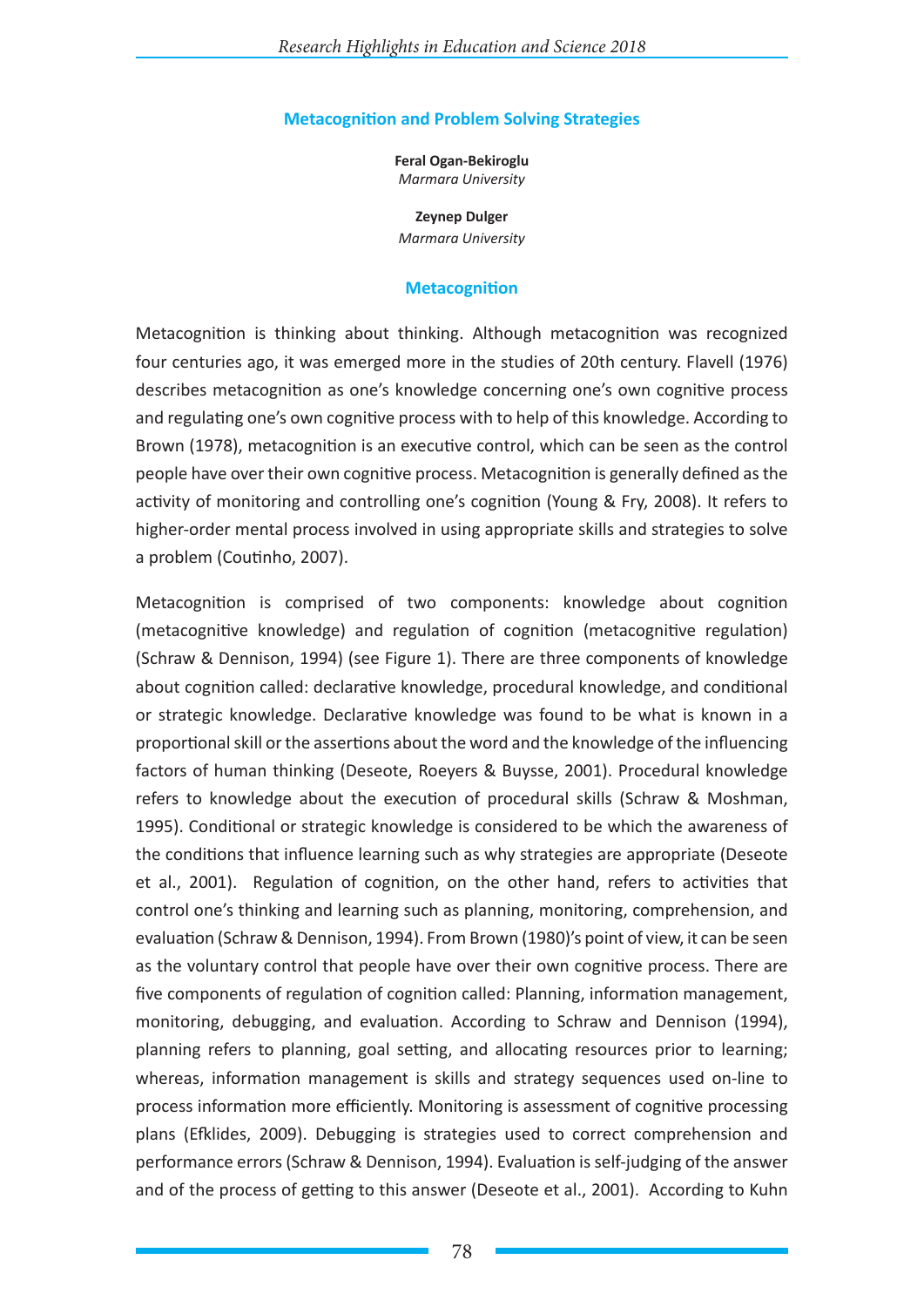# Metacognition and Problem Solving Strategies

**Feral Ogan-Bekiroglu**
*Marmara University*

**Zeynep Dulger**
*Marmara University*

## Metacognition

Metacognition is thinking about thinking. Although metacognition was recognized four centuries ago, it was emerged more in the studies of 20th century. Flavell (1976) describes metacognition as one's knowledge concerning one's own cognitive process and regulating one's own cognitive process with to help of this knowledge. According to Brown (1978), metacognition is an executive control, which can be seen as the control people have over their own cognitive process. Metacognition is generally defined as the activity of monitoring and controlling one's cognition (Young & Fry, 2008). It refers to higher-order mental process involved in using appropriate skills and strategies to solve a problem (Coutinho, 2007).

Metacognition is comprised of two components: knowledge about cognition (metacognitive knowledge) and regulation of cognition (metacognitive regulation) (Schraw & Dennison, 1994) (see Figure 1). There are three components of knowledge about cognition called: declarative knowledge, procedural knowledge, and conditional or strategic knowledge. Declarative knowledge was found to be what is known in a proportional skill or the assertions about the word and the knowledge of the influencing factors of human thinking (Deseote, Roeyers & Buysse, 2001). Procedural knowledge refers to knowledge about the execution of procedural skills (Schraw & Moshman, 1995). Conditional or strategic knowledge is considered to be which the awareness of the conditions that influence learning such as why strategies are appropriate (Deseote et al., 2001). Regulation of cognition, on the other hand, refers to activities that control one's thinking and learning such as planning, monitoring, comprehension, and evaluation (Schraw & Dennison, 1994). From Brown (1980)'s point of view, it can be seen as the voluntary control that people have over their own cognitive process. There are five components of regulation of cognition called: Planning, information management, monitoring, debugging, and evaluation. According to Schraw and Dennison (1994), planning refers to planning, goal setting, and allocating resources prior to learning; whereas, information management is skills and strategy sequences used on-line to process information more efficiently. Monitoring is assessment of cognitive processing plans (Efklides, 2009). Debugging is strategies used to correct comprehension and performance errors (Schraw & Dennison, 1994). Evaluation is self-judging of the answer and of the process of getting to this answer (Deseote et al., 2001). According to Kuhn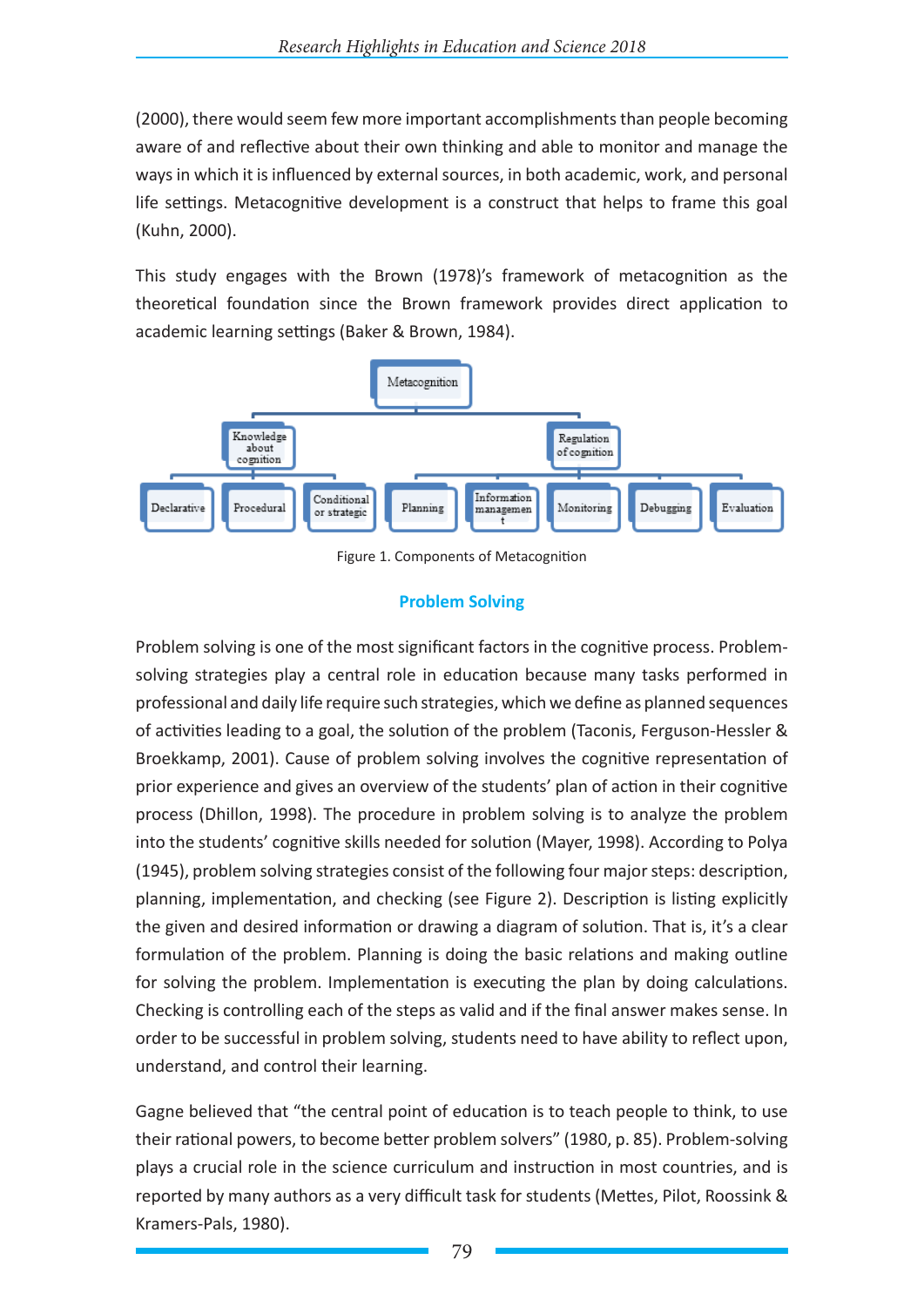(2000), there would seem few more important accomplishments than people becoming aware of and reflective about their own thinking and able to monitor and manage the ways in which it is influenced by external sources, in both academic, work, and personal life settings. Metacognitive development is a construct that helps to frame this goal (Kuhn, 2000).

This study engages with the Brown (1978)'s framework of metacognition as the theoretical foundation since the Brown framework provides direct application to academic learning settings (Baker & Brown, 1984).

Metacognition

Knowledge about cognition

Regulation of cognition

Declarative

Procedural

Conditional or strategic

Planning

Information management

Monitoring

Debugging

Evaluation

Figure 1. Components of Metacognition

## Problem Solving

Problem solving is one of the most significant factors in the cognitive process. Problem-solving strategies play a central role in education because many tasks performed in professional and daily life require such strategies, which we define as planned sequences of activities leading to a goal, the solution of the problem (Taconis, Ferguson-Hessler & Broekkamp, 2001). Cause of problem solving involves the cognitive representation of prior experience and gives an overview of the students' plan of action in their cognitive process (Dhillon, 1998). The procedure in problem solving is to analyze the problem into the students' cognitive skills needed for solution (Mayer, 1998). According to Polya (1945), problem solving strategies consist of the following four major steps: description, planning, implementation, and checking (see Figure 2). Description is listing explicitly the given and desired information or drawing a diagram of solution. That is, it's a clear formulation of the problem. Planning is doing the basic relations and making outline for solving the problem. Implementation is executing the plan by doing calculations. Checking is controlling each of the steps as valid and if the final answer makes sense. In order to be successful in problem solving, students need to have ability to reflect upon, understand, and control their learning.

Gagne believed that "the central point of education is to teach people to think, to use their rational powers, to become better problem solvers" (1980, p. 85). Problem-solving plays a crucial role in the science curriculum and instruction in most countries, and is reported by many authors as a very difficult task for students (Mettes, Pilot, Roossink & Kramers-Pals, 1980).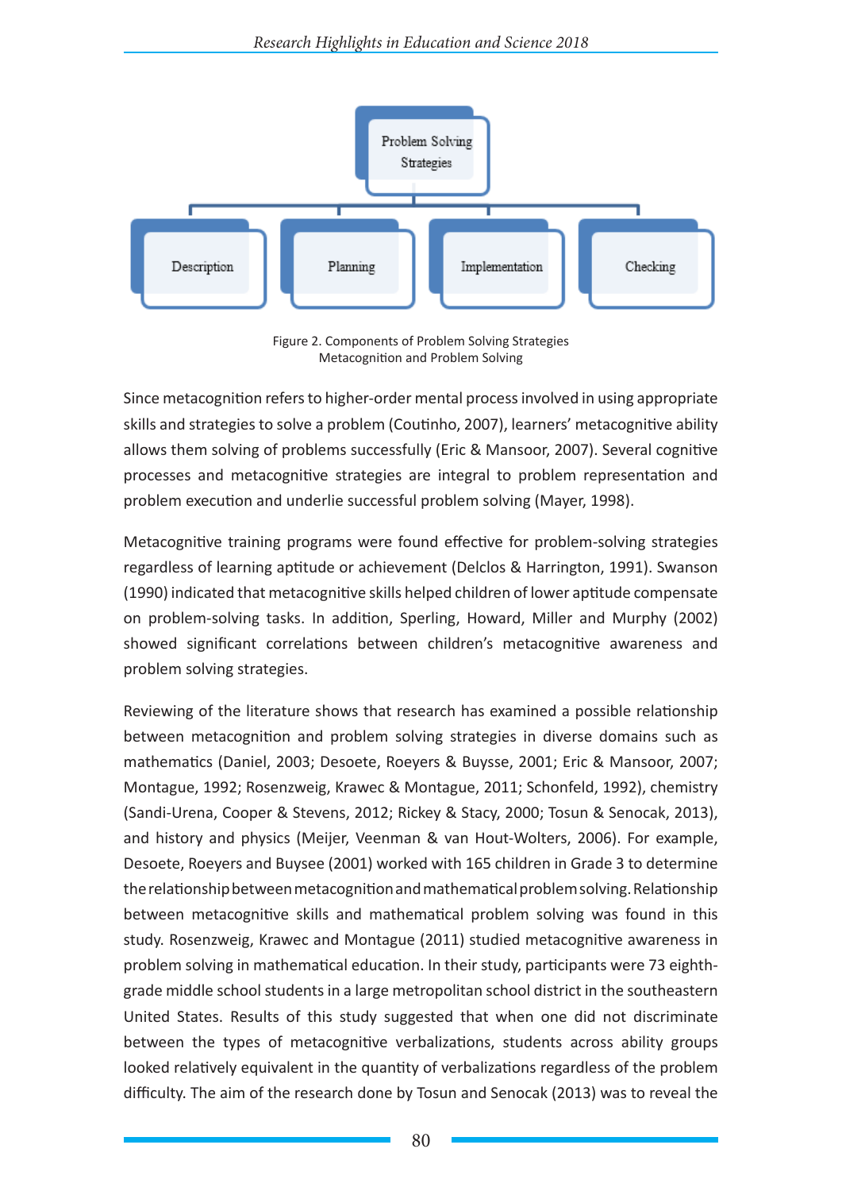Problem Solving Strategies

Description

Planning

Implementation

Checking

Figure 2. Components of Problem Solving Strategies

## Metacognition and Problem Solving

Since metacognition refers to higher-order mental process involved in using appropriate skills and strategies to solve a problem (Coutinho, 2007), learners' metacognitive ability allows them solving of problems successfully (Eric & Mansoor, 2007). Several cognitive processes and metacognitive strategies are integral to problem representation and problem execution and underlie successful problem solving (Mayer, 1998).

Metacognitive training programs were found effective for problem-solving strategies regardless of learning aptitude or achievement (Delclos & Harrington, 1991). Swanson (1990) indicated that metacognitive skills helped children of lower aptitude compensate on problem-solving tasks. In addition, Sperling, Howard, Miller and Murphy (2002) showed significant correlations between children's metacognitive awareness and problem solving strategies.

Reviewing of the literature shows that research has examined a possible relationship between metacognition and problem solving strategies in diverse domains such as mathematics (Daniel, 2003; Desoete, Roeyers & Buysse, 2001; Eric & Mansoor, 2007; Montague, 1992; Rosenzweig, Krawec & Montague, 2011; Schonfeld, 1992), chemistry (Sandi-Urena, Cooper & Stevens, 2012; Rickey & Stacy, 2000; Tosun & Senocak, 2013), and history and physics (Meijer, Veenman & van Hout-Wolters, 2006). For example, Desoete, Roeyers and Buysee (2001) worked with 165 children in Grade 3 to determine the relationship between metacognition and mathematical problem solving. Relationship between metacognitive skills and mathematical problem solving was found in this study. Rosenzweig, Krawec and Montague (2011) studied metacognitive awareness in problem solving in mathematical education. In their study, participants were 73 eighth-grade middle school students in a large metropolitan school district in the southeastern United States. Results of this study suggested that when one did not discriminate between the types of metacognitive verbalizations, students across ability groups looked relatively equivalent in the quantity of verbalizations regardless of the problem difficulty. The aim of the research done by Tosun and Senocak (2013) was to reveal the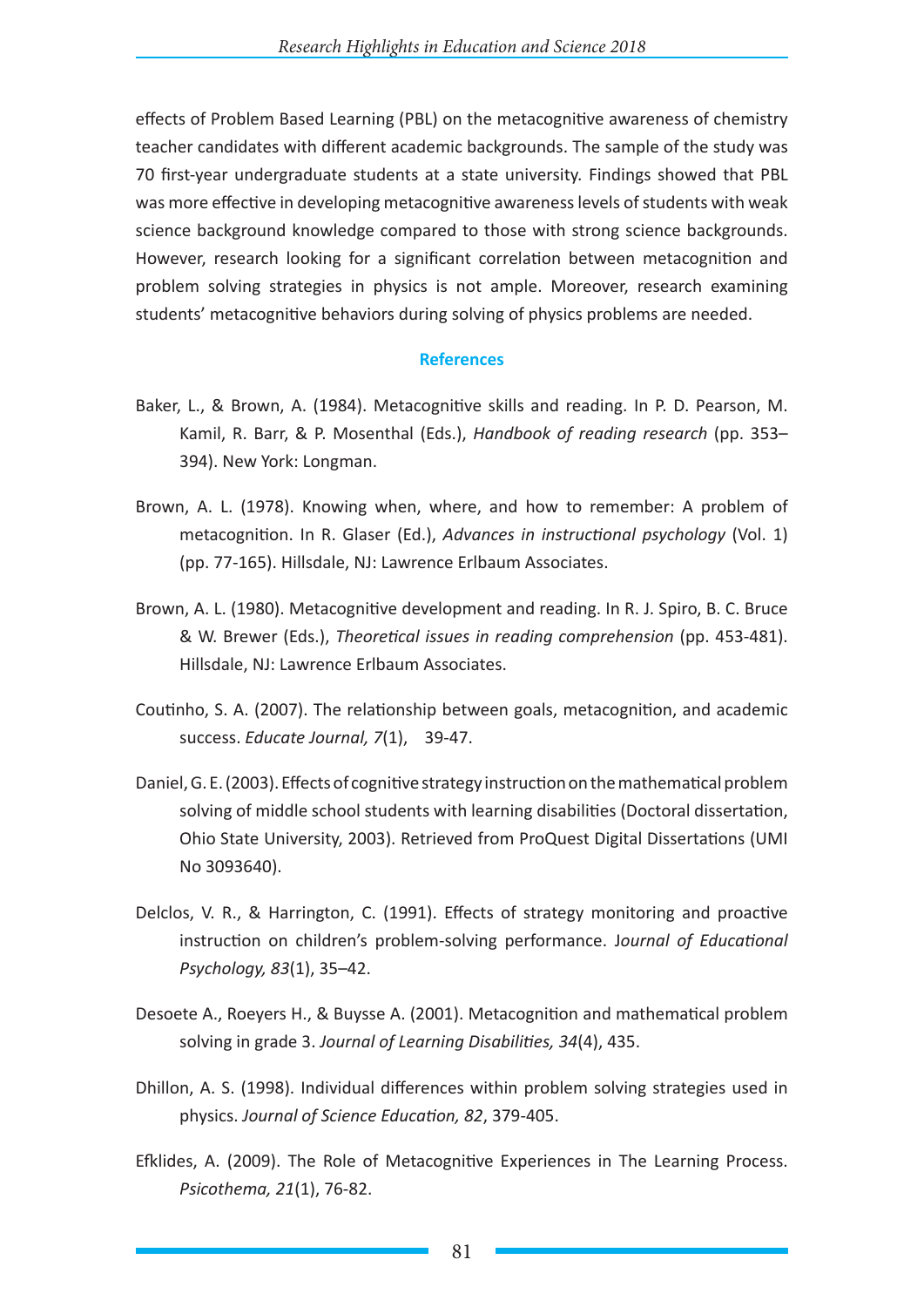effects of Problem Based Learning (PBL) on the metacognitive awareness of chemistry teacher candidates with different academic backgrounds. The sample of the study was 70 first-year undergraduate students at a state university. Findings showed that PBL was more effective in developing metacognitive awareness levels of students with weak science background knowledge compared to those with strong science backgrounds. However, research looking for a significant correlation between metacognition and problem solving strategies in physics is not ample. Moreover, research examining students' metacognitive behaviors during solving of physics problems are needed.

## References

Baker, L., & Brown, A. (1984). Metacognitive skills and reading. In P. D. Pearson, M. Kamil, R. Barr, & P. Mosenthal (Eds.), *Handbook of reading research* (pp. 353–394). New York: Longman.

Brown, A. L. (1978). Knowing when, where, and how to remember: A problem of metacognition. In R. Glaser (Ed.), *Advances in instructional psychology* (Vol. 1) (pp. 77-165). Hillsdale, NJ: Lawrence Erlbaum Associates.

Brown, A. L. (1980). Metacognitive development and reading. In R. J. Spiro, B. C. Bruce & W. Brewer (Eds.), *Theoretical issues in reading comprehension* (pp. 453-481). Hillsdale, NJ: Lawrence Erlbaum Associates.

Coutinho, S. A. (2007). The relationship between goals, metacognition, and academic success. *Educate Journal, 7*(1), 39-47.

Daniel, G. E. (2003). Effects of cognitive strategy instruction on the mathematical problem solving of middle school students with learning disabilities (Doctoral dissertation, Ohio State University, 2003). Retrieved from ProQuest Digital Dissertations (UMI No 3093640).

Delclos, V. R., & Harrington, C. (1991). Effects of strategy monitoring and proactive instruction on children's problem-solving performance. *Journal of Educational Psychology, 83*(1), 35–42.

Desoete A., Roeyers H., & Buysse A. (2001). Metacognition and mathematical problem solving in grade 3. *Journal of Learning Disabilities, 34*(4), 435.

Dhillon, A. S. (1998). Individual differences within problem solving strategies used in physics. *Journal of Science Education, 82*, 379-405.

Efklides, A. (2009). The Role of Metacognitive Experiences in The Learning Process. *Psicothema, 21*(1), 76-82.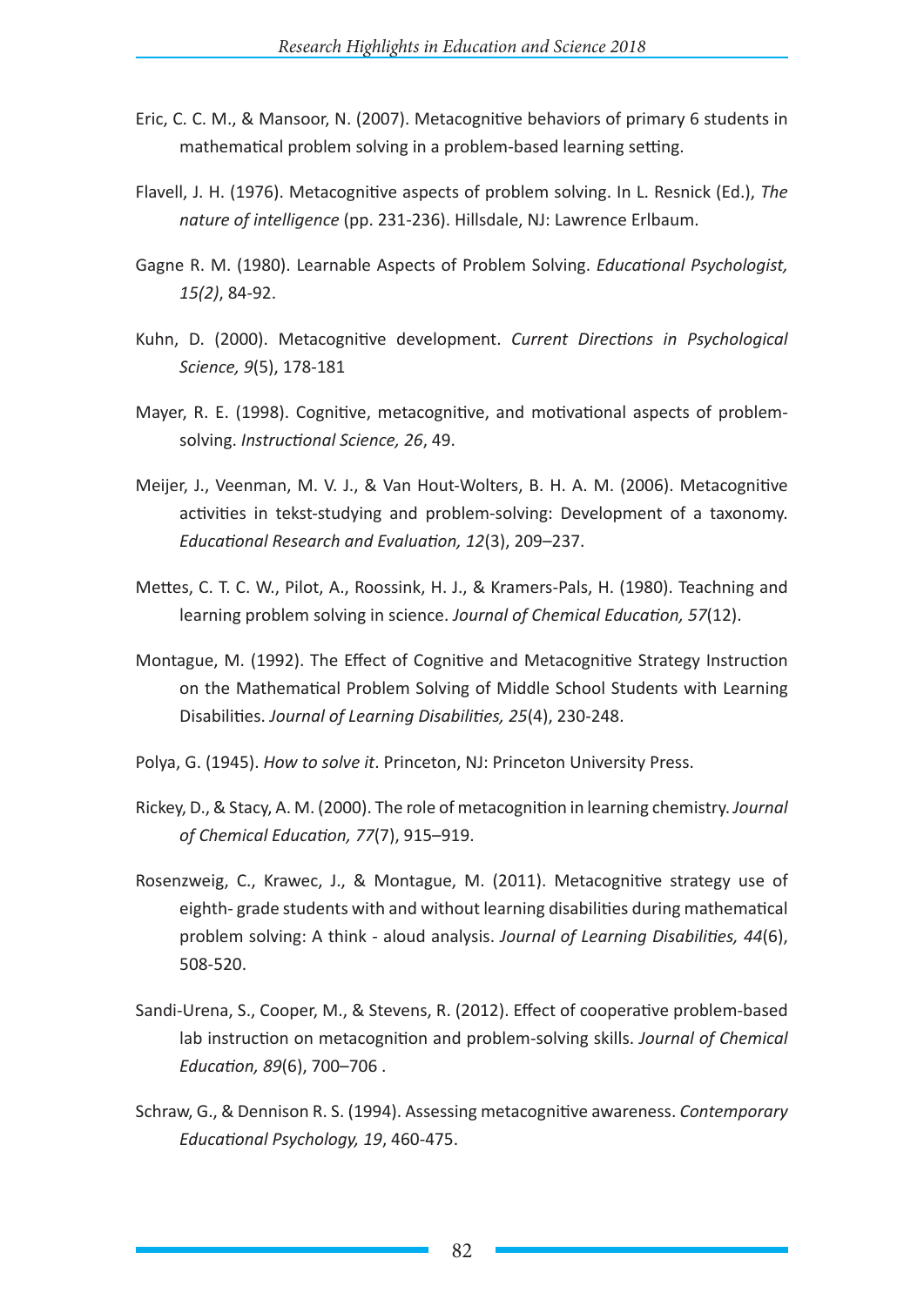Eric, C. C. M., & Mansoor, N. (2007). Metacognitive behaviors of primary 6 students in mathematical problem solving in a problem-based learning setting.

Flavell, J. H. (1976). Metacognitive aspects of problem solving. In L. Resnick (Ed.), *The nature of intelligence* (pp. 231-236). Hillsdale, NJ: Lawrence Erlbaum.

Gagne R. M. (1980). Learnable Aspects of Problem Solving. *Educational Psychologist, 15(2)*, 84-92.

Kuhn, D. (2000). Metacognitive development. *Current Directions in Psychological Science, 9*(5), 178-181

Mayer, R. E. (1998). Cognitive, metacognitive, and motivational aspects of problem-solving. *Instructional Science, 26*, 49.

Meijer, J., Veenman, M. V. J., & Van Hout-Wolters, B. H. A. M. (2006). Metacognitive activities in tekst-studying and problem-solving: Development of a taxonomy. *Educational Research and Evaluation, 12*(3), 209–237.

Mettes, C. T. C. W., Pilot, A., Roossink, H. J., & Kramers-Pals, H. (1980). Teachning and learning problem solving in science. *Journal of Chemical Education, 57*(12).

Montague, M. (1992). The Effect of Cognitive and Metacognitive Strategy Instruction on the Mathematical Problem Solving of Middle School Students with Learning Disabilities. *Journal of Learning Disabilities, 25*(4), 230-248.

Polya, G. (1945). *How to solve it*. Princeton, NJ: Princeton University Press.

Rickey, D., & Stacy, A. M. (2000). The role of metacognition in learning chemistry. *Journal of Chemical Education, 77*(7), 915–919.

Rosenzweig, C., Krawec, J., & Montague, M. (2011). Metacognitive strategy use of eighth- grade students with and without learning disabilities during mathematical problem solving: A think - aloud analysis. *Journal of Learning Disabilities, 44*(6), 508-520.

Sandi-Urena, S., Cooper, M., & Stevens, R. (2012). Effect of cooperative problem-based lab instruction on metacognition and problem-solving skills. *Journal of Chemical Education, 89*(6), 700–706 .

Schraw, G., & Dennison R. S. (1994). Assessing metacognitive awareness. *Contemporary Educational Psychology, 19*, 460-475.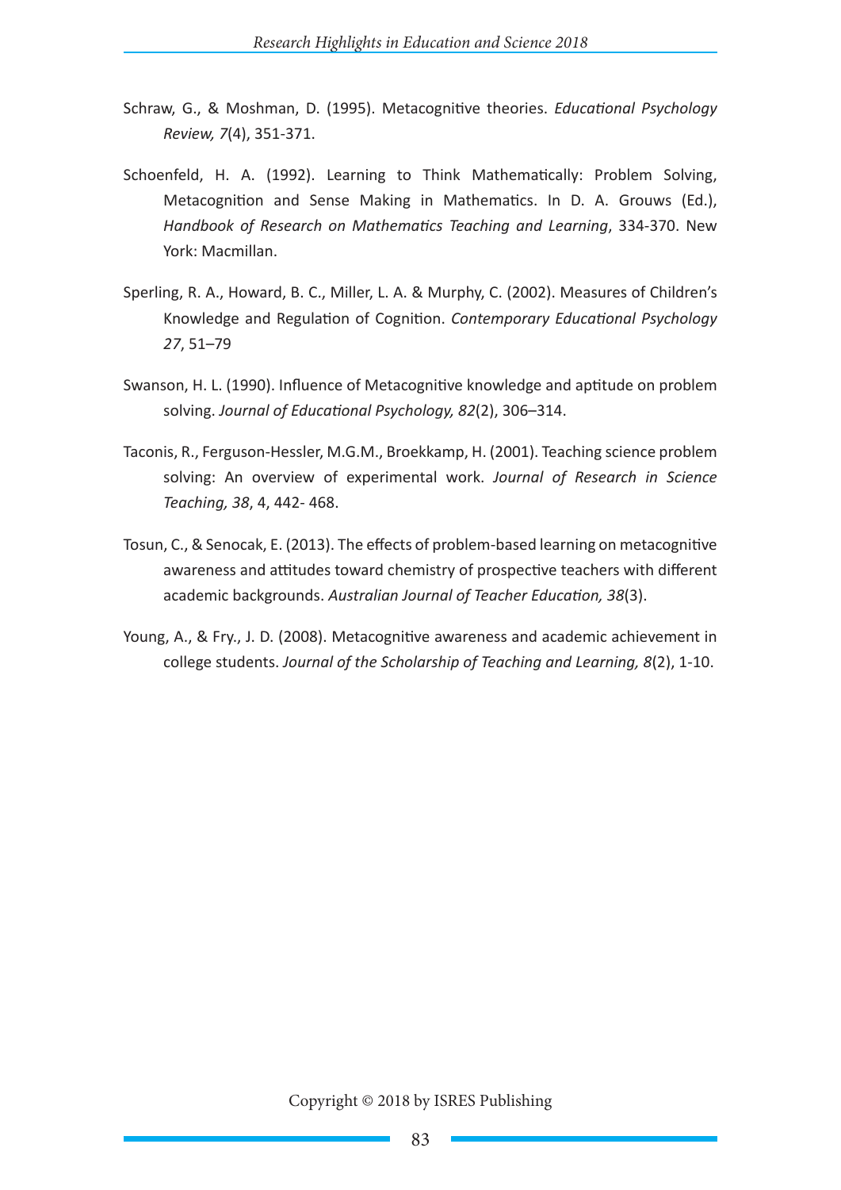Schraw, G., & Moshman, D. (1995). Metacognitive theories. *Educational Psychology Review, 7*(4), 351-371.

Schoenfeld, H. A. (1992). Learning to Think Mathematically: Problem Solving, Metacognition and Sense Making in Mathematics. In D. A. Grouws (Ed.), *Handbook of Research on Mathematics Teaching and Learning*, 334-370. New York: Macmillan.

Sperling, R. A., Howard, B. C., Miller, L. A. & Murphy, C. (2002). Measures of Children's Knowledge and Regulation of Cognition. *Contemporary Educational Psychology 27*, 51–79

Swanson, H. L. (1990). Influence of Metacognitive knowledge and aptitude on problem solving. *Journal of Educational Psychology, 82*(2), 306–314.

Taconis, R., Ferguson-Hessler, M.G.M., Broekkamp, H. (2001). Teaching science problem solving: An overview of experimental work. *Journal of Research in Science Teaching, 38*, 4, 442- 468.

Tosun, C., & Senocak, E. (2013). The effects of problem-based learning on metacognitive awareness and attitudes toward chemistry of prospective teachers with different academic backgrounds. *Australian Journal of Teacher Education, 38*(3).

Young, A., & Fry., J. D. (2008). Metacognitive awareness and academic achievement in college students. *Journal of the Scholarship of Teaching and Learning, 8*(2), 1-10.

Copyright © 2018 by ISRES Publishing